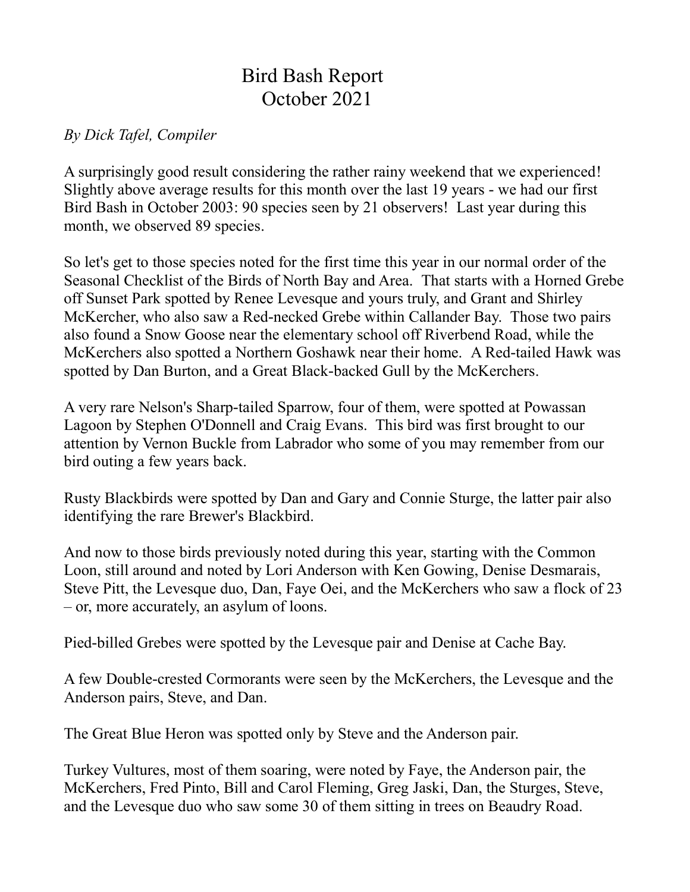# Bird Bash Report
# October 2021

*By Dick Tafel, Compiler*

A surprisingly good result considering the rather rainy weekend that we experienced! Slightly above average results for this month over the last 19 years - we had our first Bird Bash in October 2003: 90 species seen by 21 observers! Last year during this month, we observed 89 species.

So let's get to those species noted for the first time this year in our normal order of the Seasonal Checklist of the Birds of North Bay and Area. That starts with a Horned Grebe off Sunset Park spotted by Renee Levesque and yours truly, and Grant and Shirley McKercher, who also saw a Red-necked Grebe within Callander Bay. Those two pairs also found a Snow Goose near the elementary school off Riverbend Road, while the McKerchers also spotted a Northern Goshawk near their home. A Red-tailed Hawk was spotted by Dan Burton, and a Great Black-backed Gull by the McKerchers.

A very rare Nelson's Sharp-tailed Sparrow, four of them, were spotted at Powassan Lagoon by Stephen O'Donnell and Craig Evans. This bird was first brought to our attention by Vernon Buckle from Labrador who some of you may remember from our bird outing a few years back.

Rusty Blackbirds were spotted by Dan and Gary and Connie Sturge, the latter pair also identifying the rare Brewer's Blackbird.

And now to those birds previously noted during this year, starting with the Common Loon, still around and noted by Lori Anderson with Ken Gowing, Denise Desmarais, Steve Pitt, the Levesque duo, Dan, Faye Oei, and the McKerchers who saw a flock of 23 – or, more accurately, an asylum of loons.

Pied-billed Grebes were spotted by the Levesque pair and Denise at Cache Bay.

A few Double-crested Cormorants were seen by the McKerchers, the Levesque and the Anderson pairs, Steve, and Dan.

The Great Blue Heron was spotted only by Steve and the Anderson pair.

Turkey Vultures, most of them soaring, were noted by Faye, the Anderson pair, the McKerchers, Fred Pinto, Bill and Carol Fleming, Greg Jaski, Dan, the Sturges, Steve, and the Levesque duo who saw some 30 of them sitting in trees on Beaudry Road.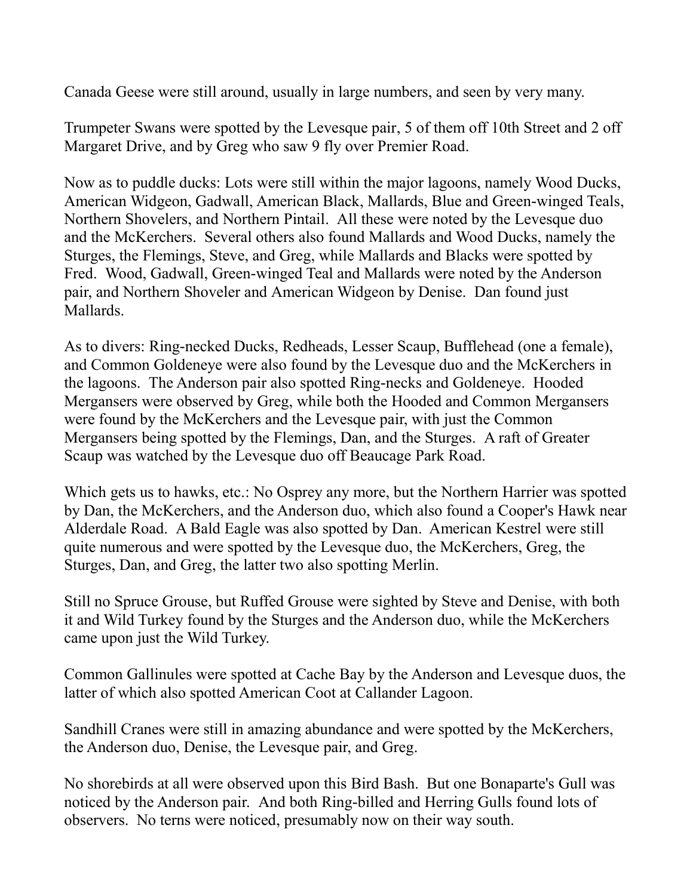Canada Geese were still around, usually in large numbers, and seen by very many.

Trumpeter Swans were spotted by the Levesque pair, 5 of them off 10th Street and 2 off Margaret Drive, and by Greg who saw 9 fly over Premier Road.

Now as to puddle ducks: Lots were still within the major lagoons, namely Wood Ducks, American Widgeon, Gadwall, American Black, Mallards, Blue and Green-winged Teals, Northern Shovelers, and Northern Pintail. All these were noted by the Levesque duo and the McKerchers. Several others also found Mallards and Wood Ducks, namely the Sturges, the Flemings, Steve, and Greg, while Mallards and Blacks were spotted by Fred. Wood, Gadwall, Green-winged Teal and Mallards were noted by the Anderson pair, and Northern Shoveler and American Widgeon by Denise. Dan found just Mallards.

As to divers: Ring-necked Ducks, Redheads, Lesser Scaup, Bufflehead (one a female), and Common Goldeneye were also found by the Levesque duo and the McKerchers in the lagoons. The Anderson pair also spotted Ring-necks and Goldeneye. Hooded Mergansers were observed by Greg, while both the Hooded and Common Mergansers were found by the McKerchers and the Levesque pair, with just the Common Mergansers being spotted by the Flemings, Dan, and the Sturges. A raft of Greater Scaup was watched by the Levesque duo off Beaucage Park Road.

Which gets us to hawks, etc.: No Osprey any more, but the Northern Harrier was spotted by Dan, the McKerchers, and the Anderson duo, which also found a Cooper's Hawk near Alderdale Road. A Bald Eagle was also spotted by Dan. American Kestrel were still quite numerous and were spotted by the Levesque duo, the McKerchers, Greg, the Sturges, Dan, and Greg, the latter two also spotting Merlin.

Still no Spruce Grouse, but Ruffed Grouse were sighted by Steve and Denise, with both it and Wild Turkey found by the Sturges and the Anderson duo, while the McKerchers came upon just the Wild Turkey.

Common Gallinules were spotted at Cache Bay by the Anderson and Levesque duos, the latter of which also spotted American Coot at Callander Lagoon.

Sandhill Cranes were still in amazing abundance and were spotted by the McKerchers, the Anderson duo, Denise, the Levesque pair, and Greg.

No shorebirds at all were observed upon this Bird Bash. But one Bonaparte's Gull was noticed by the Anderson pair. And both Ring-billed and Herring Gulls found lots of observers. No terns were noticed, presumably now on their way south.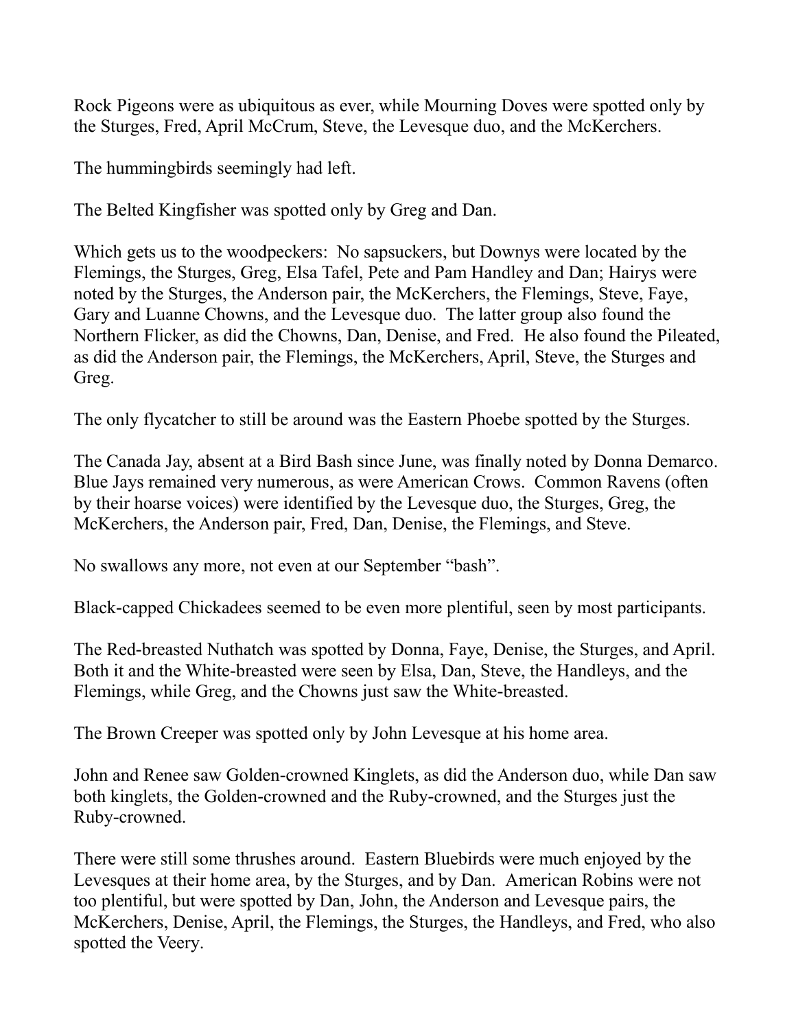Rock Pigeons were as ubiquitous as ever, while Mourning Doves were spotted only by the Sturges, Fred, April McCrum, Steve, the Levesque duo, and the McKerchers.

The hummingbirds seemingly had left.

The Belted Kingfisher was spotted only by Greg and Dan.

Which gets us to the woodpeckers: No sapsuckers, but Downys were located by the Flemings, the Sturges, Greg, Elsa Tafel, Pete and Pam Handley and Dan; Hairys were noted by the Sturges, the Anderson pair, the McKerchers, the Flemings, Steve, Faye, Gary and Luanne Chowns, and the Levesque duo. The latter group also found the Northern Flicker, as did the Chowns, Dan, Denise, and Fred. He also found the Pileated, as did the Anderson pair, the Flemings, the McKerchers, April, Steve, the Sturges and Greg.

The only flycatcher to still be around was the Eastern Phoebe spotted by the Sturges.

The Canada Jay, absent at a Bird Bash since June, was finally noted by Donna Demarco. Blue Jays remained very numerous, as were American Crows. Common Ravens (often by their hoarse voices) were identified by the Levesque duo, the Sturges, Greg, the McKerchers, the Anderson pair, Fred, Dan, Denise, the Flemings, and Steve.

No swallows any more, not even at our September "bash".

Black-capped Chickadees seemed to be even more plentiful, seen by most participants.

The Red-breasted Nuthatch was spotted by Donna, Faye, Denise, the Sturges, and April. Both it and the White-breasted were seen by Elsa, Dan, Steve, the Handleys, and the Flemings, while Greg, and the Chowns just saw the White-breasted.

The Brown Creeper was spotted only by John Levesque at his home area.

John and Renee saw Golden-crowned Kinglets, as did the Anderson duo, while Dan saw both kinglets, the Golden-crowned and the Ruby-crowned, and the Sturges just the Ruby-crowned.

There were still some thrushes around. Eastern Bluebirds were much enjoyed by the Levesques at their home area, by the Sturges, and by Dan. American Robins were not too plentiful, but were spotted by Dan, John, the Anderson and Levesque pairs, the McKerchers, Denise, April, the Flemings, the Sturges, the Handleys, and Fred, who also spotted the Veery.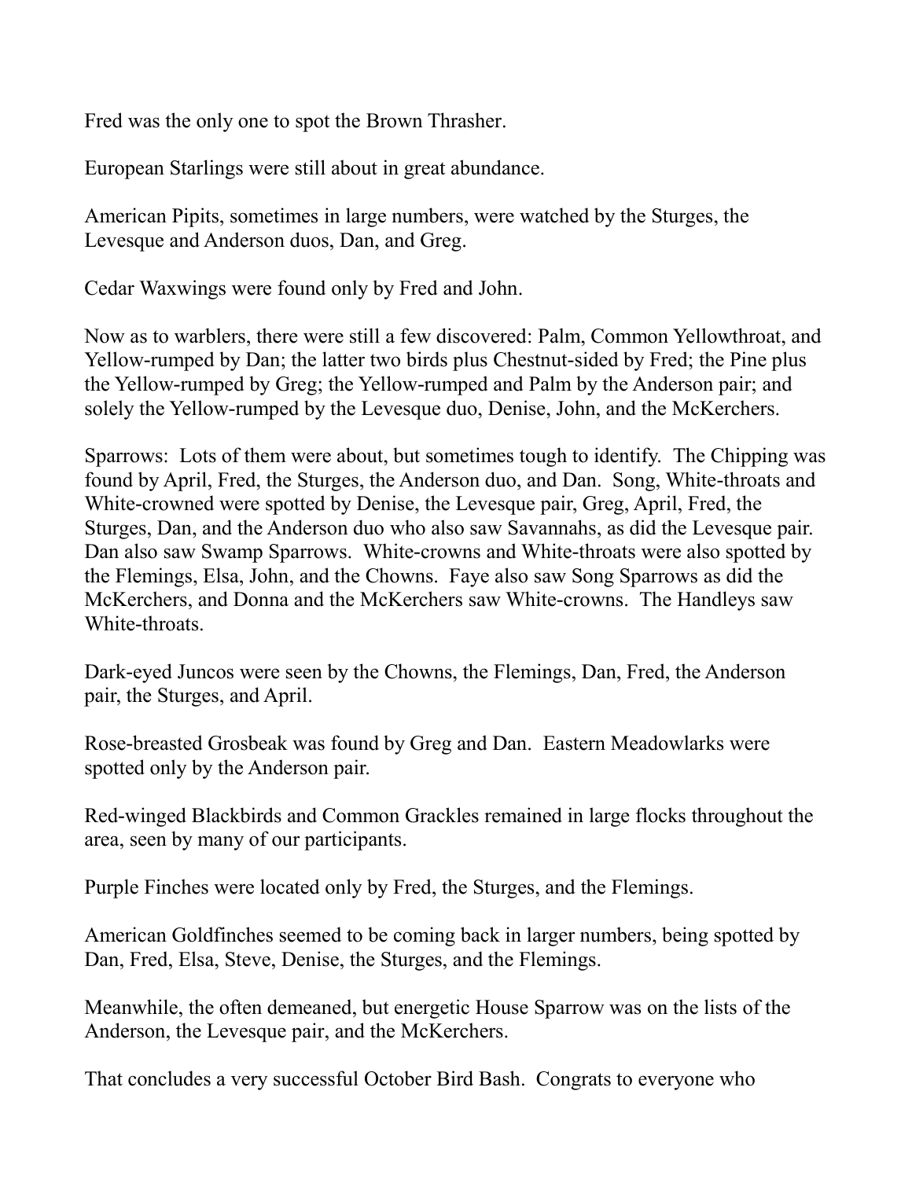Fred was the only one to spot the Brown Thrasher.

European Starlings were still about in great abundance.

American Pipits, sometimes in large numbers, were watched by the Sturges, the Levesque and Anderson duos, Dan, and Greg.

Cedar Waxwings were found only by Fred and John.

Now as to warblers, there were still a few discovered: Palm, Common Yellowthroat, and Yellow-rumped by Dan; the latter two birds plus Chestnut-sided by Fred; the Pine plus the Yellow-rumped by Greg; the Yellow-rumped and Palm by the Anderson pair; and solely the Yellow-rumped by the Levesque duo, Denise, John, and the McKerchers.

Sparrows: Lots of them were about, but sometimes tough to identify. The Chipping was found by April, Fred, the Sturges, the Anderson duo, and Dan. Song, White-throats and White-crowned were spotted by Denise, the Levesque pair, Greg, April, Fred, the Sturges, Dan, and the Anderson duo who also saw Savannahs, as did the Levesque pair. Dan also saw Swamp Sparrows. White-crowns and White-throats were also spotted by the Flemings, Elsa, John, and the Chowns. Faye also saw Song Sparrows as did the McKerchers, and Donna and the McKerchers saw White-crowns. The Handleys saw White-throats.

Dark-eyed Juncos were seen by the Chowns, the Flemings, Dan, Fred, the Anderson pair, the Sturges, and April.

Rose-breasted Grosbeak was found by Greg and Dan. Eastern Meadowlarks were spotted only by the Anderson pair.

Red-winged Blackbirds and Common Grackles remained in large flocks throughout the area, seen by many of our participants.

Purple Finches were located only by Fred, the Sturges, and the Flemings.

American Goldfinches seemed to be coming back in larger numbers, being spotted by Dan, Fred, Elsa, Steve, Denise, the Sturges, and the Flemings.

Meanwhile, the often demeaned, but energetic House Sparrow was on the lists of the Anderson, the Levesque pair, and the McKerchers.

That concludes a very successful October Bird Bash. Congrats to everyone who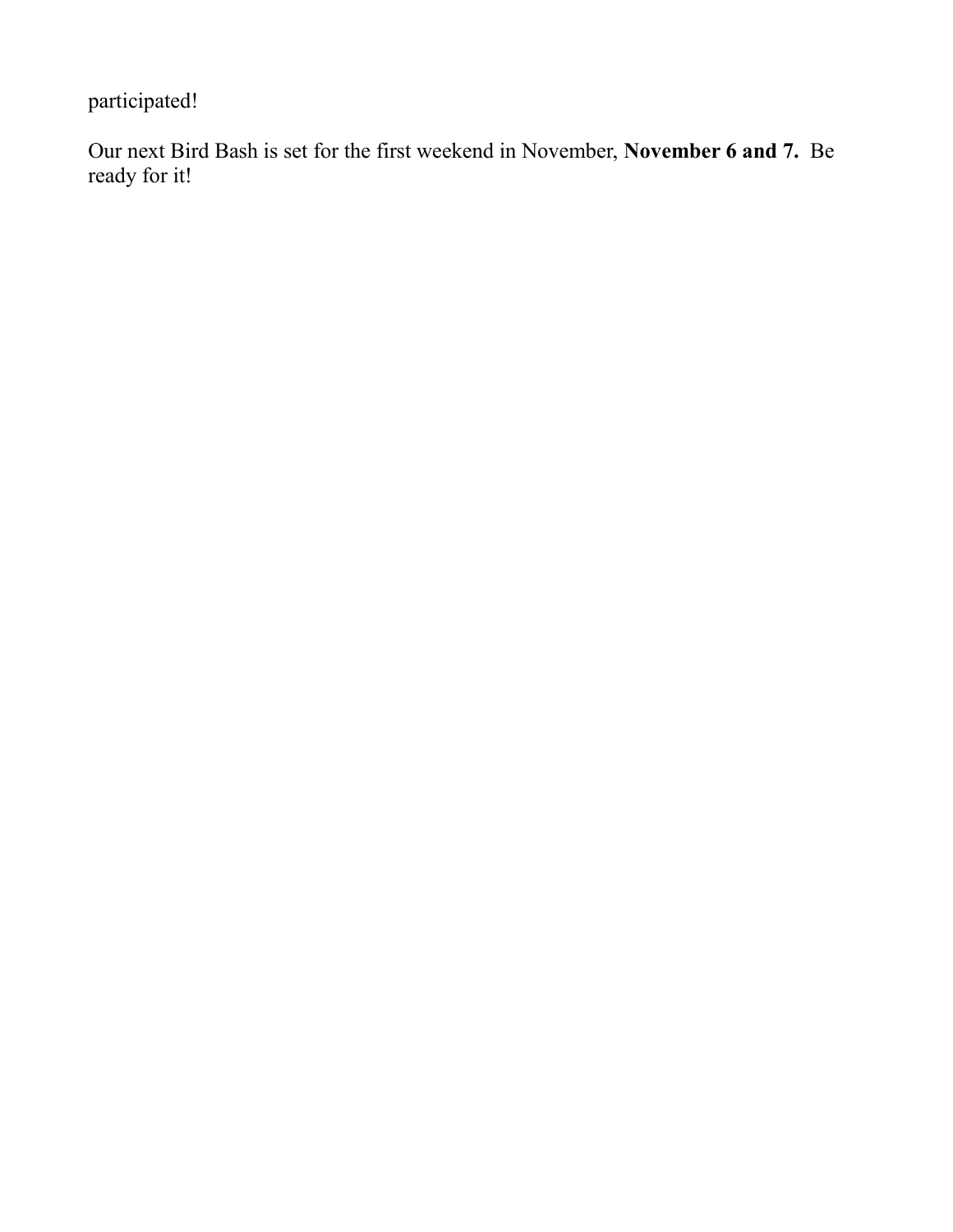participated!

Our next Bird Bash is set for the first weekend in November, **November 6 and 7.** Be ready for it!